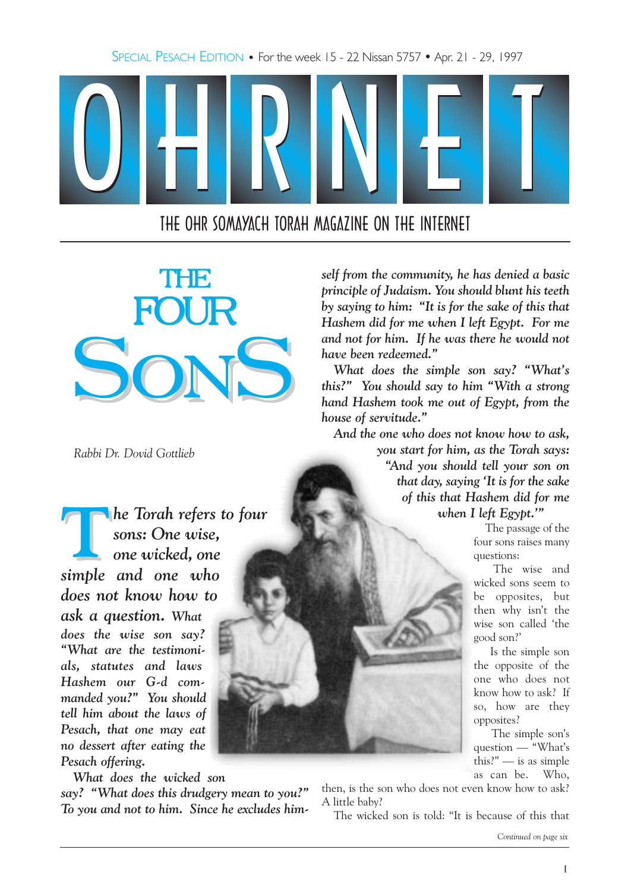Special Pesach Edition • For the week 15 - 22 Nissan 5757 • Apr. 21 - 29, 1997

# OHRNET

THE OHR SOMAYACH TORAH MAGAZINE ON THE INTERNET

# The Four Sons

*Rabbi Dr. Dovid Gottlieb*

***The Torah refers to four sons: One wise, one wicked, one simple and one who does not know how to ask a question.*** *What does the wise son say? "What are the testimonials, statutes and laws Hashem our G-d commanded you?" You should tell him about the laws of Pesach, that one may eat no dessert after eating the Pesach offering.*

*What does the wicked son say? "What does this drudgery mean to you?" To you and not to him. Since he excludes himself from the community, he has denied a basic principle of Judaism. You should blunt his teeth by saying to him: "It is for the sake of this that Hashem did for me when I left Egypt. For me and not for him. If he was there he would not have been redeemed."*

*What does the simple son say? "What's this?" You should say to him "With a strong hand Hashem took me out of Egypt, from the house of servitude."*

*And the one who does not know how to ask, you start for him, as the Torah says: "And you should tell your son on that day, saying 'It is for the sake of this that Hashem did for me when I left Egypt.'"*

The passage of the four sons raises many questions:

The wise and wicked sons seem to be opposites, but then why isn't the wise son called 'the good son?'

Is the simple son the opposite of the one who does not know how to ask? If so, how are they opposites?

The simple son's question — "What's this?" — is as simple as can be. Who, then, is the son who does not even know how to ask? A little baby?

The wicked son is told: "It is because of this that

*Continued on page six*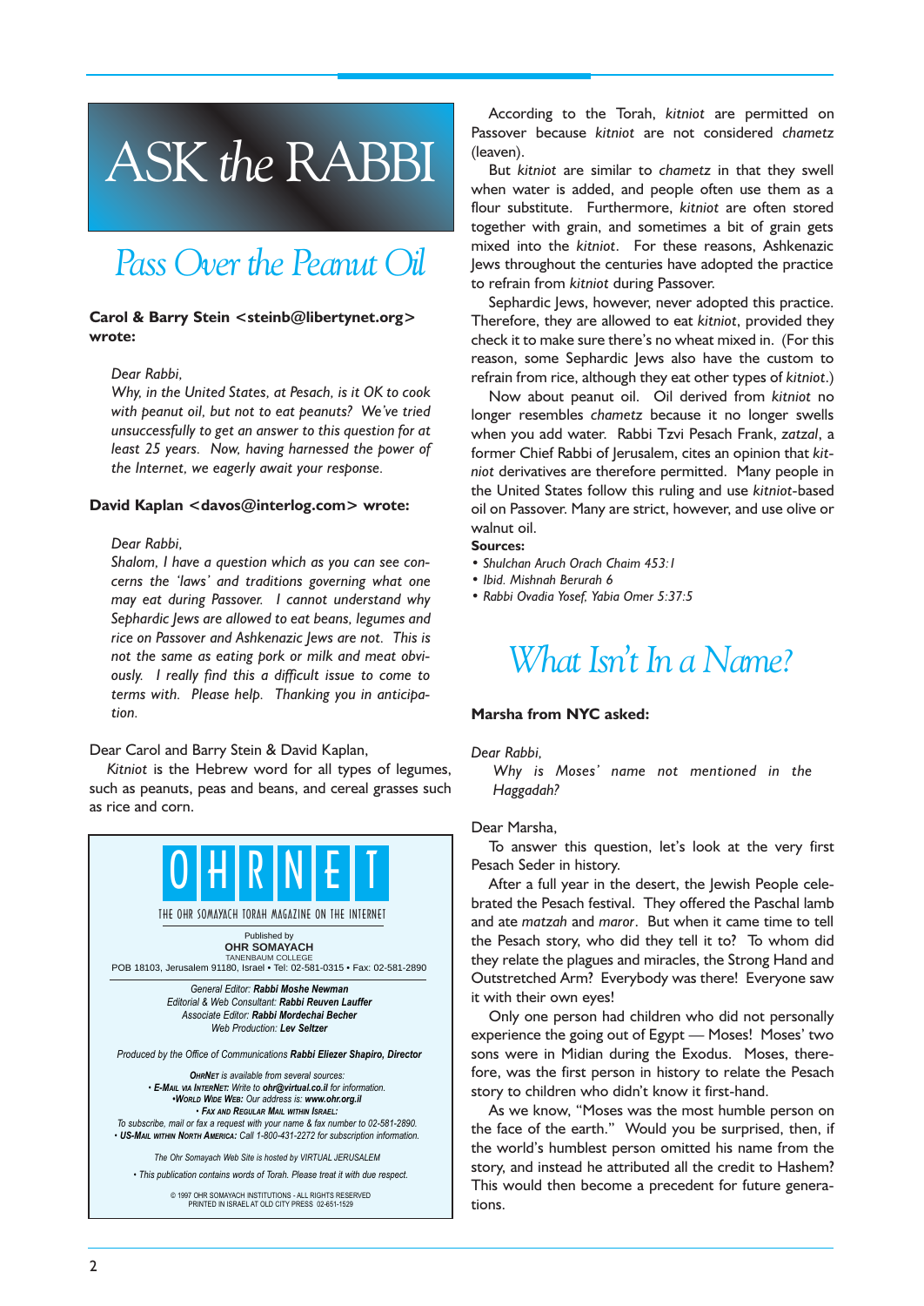# ASK *the* RABBI

## *Pass Over the Peanut Oil*

**Carol & Barry Stein <steinb@libertynet.org> wrote:**

> *Dear Rabbi,*
> *Why, in the United States, at Pesach, is it OK to cook with peanut oil, but not to eat peanuts? We've tried unsuccessfully to get an answer to this question for at least 25 years. Now, having harnessed the power of the Internet, we eagerly await your response.*

**David Kaplan <davos@interlog.com> wrote:**

> *Dear Rabbi,*
> *Shalom, I have a question which as you can see concerns the 'laws' and traditions governing what one may eat during Passover. I cannot understand why Sephardic Jews are allowed to eat beans, legumes and rice on Passover and Ashkenazic Jews are not. This is not the same as eating pork or milk and meat obviously. I really find this a difficult issue to come to terms with. Please help. Thanking you in anticipation.*

Dear Carol and Barry Stein & David Kaplan,

*Kitniot* is the Hebrew word for all types of legumes, such as peanuts, peas and beans, and cereal grasses such as rice and corn.

According to the Torah, *kitniot* are permitted on Passover because *kitniot* are not considered *chametz* (leaven).

But *kitniot* are similar to *chametz* in that they swell when water is added, and people often use them as a flour substitute. Furthermore, *kitniot* are often stored together with grain, and sometimes a bit of grain gets mixed into the *kitniot*. For these reasons, Ashkenazic Jews throughout the centuries have adopted the practice to refrain from *kitniot* during Passover.

Sephardic Jews, however, never adopted this practice. Therefore, they are allowed to eat *kitniot*, provided they check it to make sure there's no wheat mixed in. (For this reason, some Sephardic Jews also have the custom to refrain from rice, although they eat other types of *kitniot*.)

Now about peanut oil. Oil derived from *kitniot* no longer resembles *chametz* because it no longer swells when you add water. Rabbi Tzvi Pesach Frank, *zatzal*, a former Chief Rabbi of Jerusalem, cites an opinion that *kitniot* derivatives are therefore permitted. Many people in the United States follow this ruling and use *kitniot*-based oil on Passover. Many are strict, however, and use olive or walnut oil.

**Sources:**

- *Shulchan Aruch Orach Chaim 453:1*
- *Ibid. Mishnah Berurah 6*
- *Rabbi Ovadia Yosef, Yabia Omer 5:37:5*

## *What Isn't In a Name?*

**Marsha from NYC asked:**

*Dear Rabbi,*

> *Why is Moses' name not mentioned in the Haggadah?*

Dear Marsha,

To answer this question, let's look at the very first Pesach Seder in history.

After a full year in the desert, the Jewish People celebrated the Pesach festival. They offered the Paschal lamb and ate *matzah* and *maror*. But when it came time to tell the Pesach story, who did they tell it to? To whom did they relate the plagues and miracles, the Strong Hand and Outstretched Arm? Everybody was there! Everyone saw it with their own eyes!

Only one person had children who did not personally experience the going out of Egypt — Moses! Moses' two sons were in Midian during the Exodus. Moses, therefore, was the first person in history to relate the Pesach story to children who didn't know it first-hand.

As we know, "Moses was the most humble person on the face of the earth." Would you be surprised, then, if the world's humblest person omitted his name from the story, and instead he attributed all the credit to Hashem? This would then become a precedent for future generations.

---

**OHRNET**

THE OHR SOMAYACH TORAH MAGAZINE ON THE INTERNET

Published by
**OHR SOMAYACH**
TANENBAUM COLLEGE
POB 18103, Jerusalem 91180, Israel • Tel: 02-581-0315 • Fax: 02-581-2890

*General Editor:* ***Rabbi Moshe Newman***
*Editorial & Web Consultant:* ***Rabbi Reuven Lauffer***
*Associate Editor:* ***Rabbi Mordechai Becher***
*Web Production:* ***Lev Seltzer***

*Produced by the Office of Communications* ***Rabbi Eliezer Shapiro, Director***

***OhrNet*** *is available from several sources:*
• ***E-Mail via InterNet:*** *Write to* ***ohr@virtual.co.il*** *for information.*
•***World Wide Web:*** *Our address is:* ***www.ohr.org.il***
• ***Fax and Regular Mail within Israel:***
*To subscribe, mail or fax a request with your name & fax number to 02-581-2890.*
• ***US-Mail within North America:*** *Call 1-800-431-2272 for subscription information.*

*The Ohr Somayach Web Site is hosted by VIRTUAL JERUSALEM*

*• This publication contains words of Torah. Please treat it with due respect.*

© 1997 OHR SOMAYACH INSTITUTIONS - ALL RIGHTS RESERVED
PRINTED IN ISRAEL AT OLD CITY PRESS 02-651-1529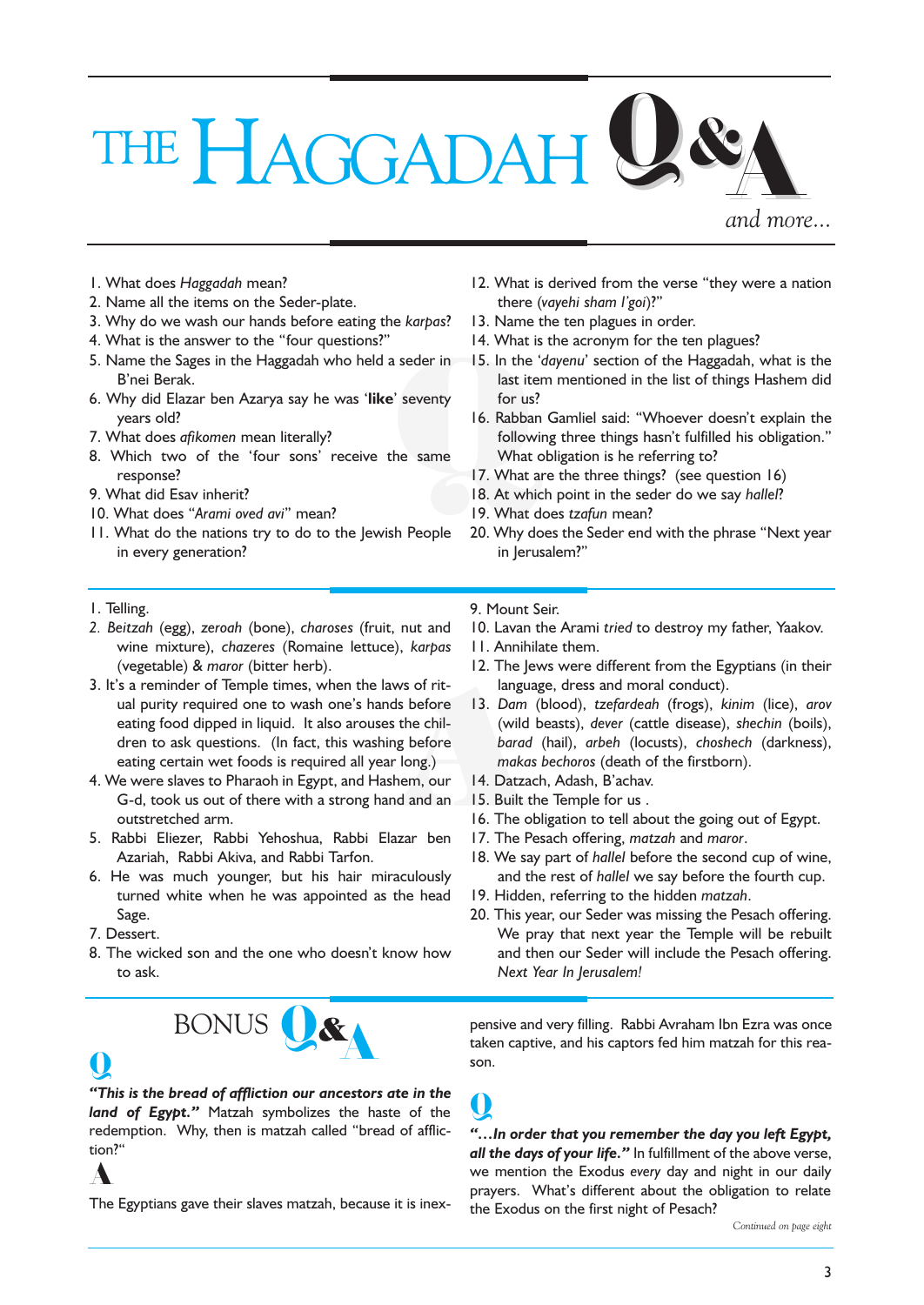# THE HAGGADAH Q&A

*and more...*

1. What does *Haggadah* mean?
2. Name all the items on the Seder-plate.
3. Why do we wash our hands before eating the *karpas*?
4. What is the answer to the "four questions?"
5. Name the Sages in the Haggadah who held a seder in B'nei Berak.
6. Why did Elazar ben Azarya say he was '**like**' seventy years old?
7. What does *afikomen* mean literally?
8. Which two of the 'four sons' receive the same response?
9. What did Esav inherit?
10. What does "*Arami oved avi*" mean?
11. What do the nations try to do to the Jewish People in every generation?
12. What is derived from the verse "they were a nation there (*vayehi sham l'goi*)?"
13. Name the ten plagues in order.
14. What is the acronym for the ten plagues?
15. In the '*dayenu*' section of the Haggadah, what is the last item mentioned in the list of things Hashem did for us?
16. Rabban Gamliel said: "Whoever doesn't explain the following three things hasn't fulfilled his obligation." What obligation is he referring to?
17. What are the three things? (see question 16)
18. At which point in the seder do we say *hallel*?
19. What does *tzafun* mean?
20. Why does the Seder end with the phrase "Next year in Jerusalem?"

---

1. Telling.
2. *Beitzah* (egg), *zeroah* (bone), *charoses* (fruit, nut and wine mixture), *chazeres* (Romaine lettuce), *karpas* (vegetable) & *maror* (bitter herb).
3. It's a reminder of Temple times, when the laws of ritual purity required one to wash one's hands before eating food dipped in liquid. It also arouses the children to ask questions. (In fact, this washing before eating certain wet foods is required all year long.)
4. We were slaves to Pharaoh in Egypt, and Hashem, our G-d, took us out of there with a strong hand and an outstretched arm.
5. Rabbi Eliezer, Rabbi Yehoshua, Rabbi Elazar ben Azariah, Rabbi Akiva, and Rabbi Tarfon.
6. He was much younger, but his hair miraculously turned white when he was appointed as the head Sage.
7. Dessert.
8. The wicked son and the one who doesn't know how to ask.
9. Mount Seir.
10. Lavan the Arami *tried* to destroy my father, Yaakov.
11. Annihilate them.
12. The Jews were different from the Egyptians (in their language, dress and moral conduct).
13. *Dam* (blood), *tzefardeah* (frogs), *kinim* (lice), *arov* (wild beasts), *dever* (cattle disease), *shechin* (boils), *barad* (hail), *arbeh* (locusts), *choshech* (darkness), *makas bechoros* (death of the firstborn).
14. Datzach, Adash, B'achav.
15. Built the Temple for us .
16. The obligation to tell about the going out of Egypt.
17. The Pesach offering, *matzah* and *maror*.
18. We say part of *hallel* before the second cup of wine, and the rest of *hallel* we say before the fourth cup.
19. Hidden, referring to the hidden *matzah*.
20. This year, our Seder was missing the Pesach offering. We pray that next year the Temple will be rebuilt and then our Seder will include the Pesach offering. *Next Year In Jerusalem!*

---

## BONUS Q&A

**Q**

***"This is the bread of affliction our ancestors ate in the land of Egypt."*** Matzah symbolizes the haste of the redemption. Why, then is matzah called "bread of affliction?"

**A**

The Egyptians gave their slaves matzah, because it is inexpensive and very filling. Rabbi Avraham Ibn Ezra was once taken captive, and his captors fed him matzah for this reason.

**Q**

***"...In order that you remember the day you left Egypt, all the days of your life."*** In fulfillment of the above verse, we mention the Exodus *every* day and night in our daily prayers. What's different about the obligation to relate the Exodus on the first night of Pesach?

*Continued on page eight*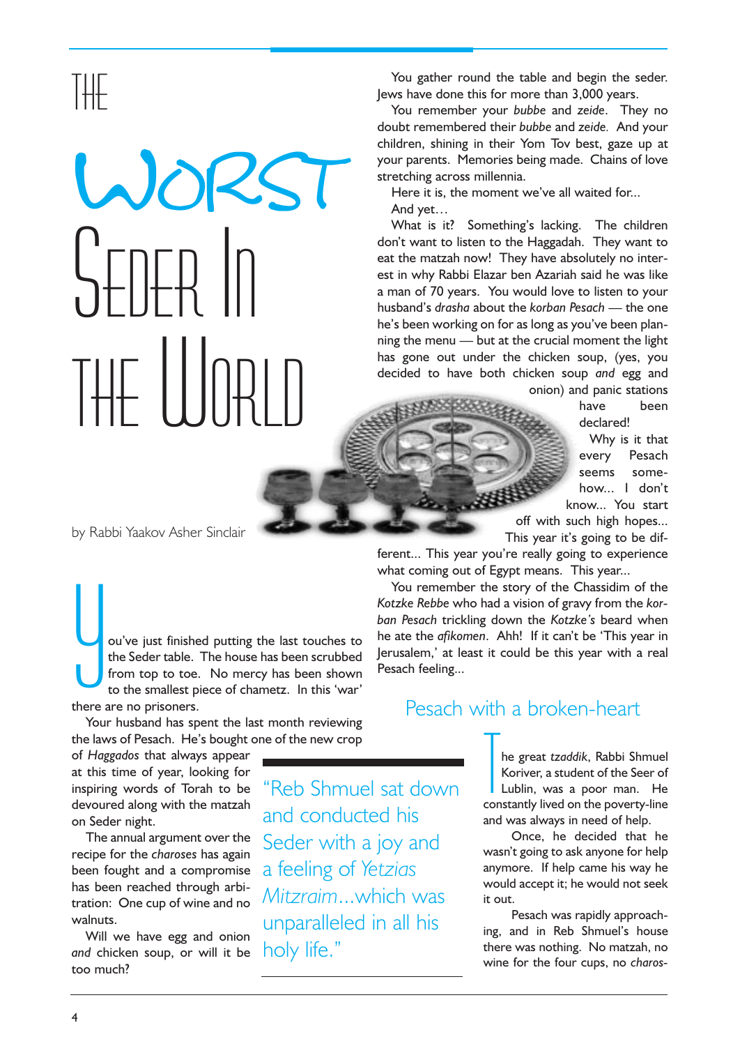# THE WORST SEDER IN THE WORLD

by Rabbi Yaakov Asher Sinclair

You've just finished putting the last touches to the Seder table. The house has been scrubbed from top to toe. No mercy has been shown to the smallest piece of chametz. In this 'war' there are no prisoners.

Your husband has spent the last month reviewing the laws of Pesach. He's bought one of the new crop of *Haggados* that always appear at this time of year, looking for inspiring words of Torah to be devoured along with the matzah on Seder night.

The annual argument over the recipe for the *charoses* has again been fought and a compromise has been reached through arbitration: One cup of wine and no walnuts.

Will we have egg and onion *and* chicken soup, or will it be too much?

> "Reb Shmuel sat down and conducted his Seder with a joy and a feeling of *Yetzias Mitzraim*...which was unparalleled in all his holy life."

You gather round the table and begin the seder. Jews have done this for more than 3,000 years.

You remember your *bubbe* and *zeide*. They no doubt remembered their *bubbe* and *zeide*. And your children, shining in their Yom Tov best, gaze up at your parents. Memories being made. Chains of love stretching across millennia.

Here it is, the moment we've all waited for...

And yet…

What is it? Something's lacking. The children don't want to listen to the Haggadah. They want to eat the matzah now! They have absolutely no interest in why Rabbi Elazar ben Azariah said he was like a man of 70 years. You would love to listen to your husband's *drasha* about the *korban Pesach* — the one he's been working on for as long as you've been planning the menu — but at the crucial moment the light has gone out under the chicken soup, (yes, you decided to have both chicken soup *and* egg and onion) and panic stations have been declared!

Why is it that every Pesach seems somehow... I don't know... You start off with such high hopes... This year it's going to be different... This year you're really going to experience what coming out of Egypt means. This year...

You remember the story of the Chassidim of the *Kotzke Rebbe* who had a vision of gravy from the *korban Pesach* trickling down the *Kotzke's* beard when he ate the *afikomen*. Ahh! If it can't be 'This year in Jerusalem,' at least it could be this year with a real Pesach feeling...

## Pesach with a broken-heart

The great *tzaddik*, Rabbi Shmuel Koriver, a student of the Seer of Lublin, was a poor man. He constantly lived on the poverty-line and was always in need of help.

Once, he decided that he wasn't going to ask anyone for help anymore. If help came his way he would accept it; he would not seek it out.

Pesach was rapidly approaching, and in Reb Shmuel's house there was nothing. No matzah, no wine for the four cups, no *charos-*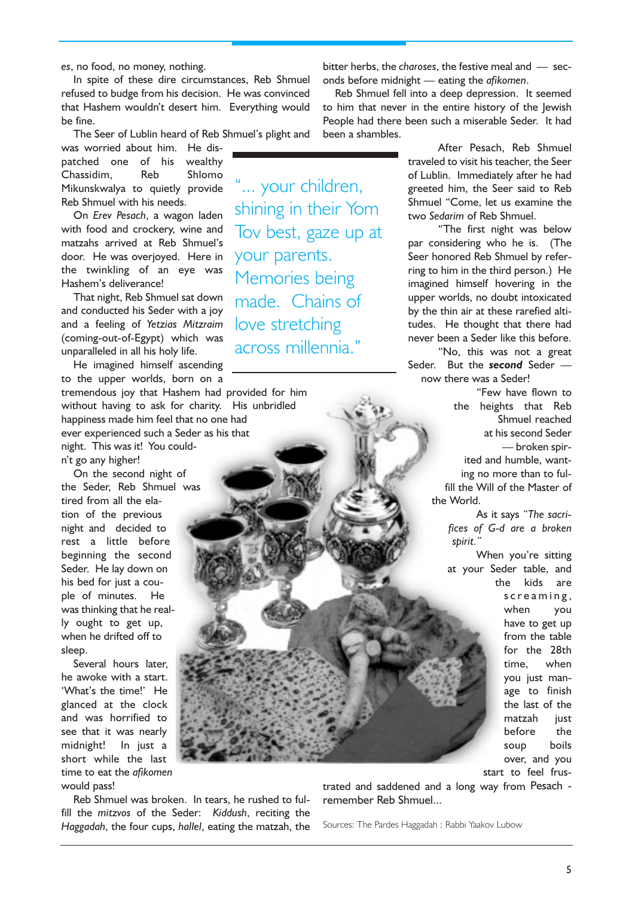es, no food, no money, nothing.

In spite of these dire circumstances, Reb Shmuel refused to budge from his decision. He was convinced that Hashem wouldn't desert him. Everything would be fine.

The Seer of Lublin heard of Reb Shmuel's plight and was worried about him. He dispatched one of his wealthy Chassidim, Reb Shlomo Mikunskwalya to quietly provide Reb Shmuel with his needs.

On *Erev Pesach*, a wagon laden with food and crockery, wine and matzahs arrived at Reb Shmuel's door. He was overjoyed. Here in the twinkling of an eye was Hashem's deliverance!

That night, Reb Shmuel sat down and conducted his Seder with a joy and a feeling of *Yetzias Mitzraim* (coming-out-of-Egypt) which was unparalleled in all his holy life.

He imagined himself ascending to the upper worlds, born on a tremendous joy that Hashem had provided for him without having to ask for charity. His unbridled happiness made him feel that no one had ever experienced such a Seder as his that night. This was it! You couldn't go any higher!

On the second night of the Seder, Reb Shmuel was tired from all the elation of the previous night and decided to rest a little before beginning the second Seder. He lay down on his bed for just a couple of minutes. He was thinking that he really ought to get up, when he drifted off to sleep.

Several hours later, he awoke with a start. 'What's the time!' He glanced at the clock and was horrified to see that it was nearly midnight! In just a short while the last time to eat the *afikomen* would pass!

Reb Shmuel was broken. In tears, he rushed to fulfill the *mitzvos* of the Seder: *Kiddush*, reciting the *Haggadah*, the four cups, *hallel*, eating the matzah, the bitter herbs, the *charoses*, the festive meal and — seconds before midnight — eating the *afikomen*.

> "... your children, shining in their Yom Tov best, gaze up at your parents. Memories being made. Chains of love stretching across millennia."

Reb Shmuel fell into a deep depression. It seemed to him that never in the entire history of the Jewish People had there been such a miserable Seder. It had been a shambles.

After Pesach, Reb Shmuel traveled to visit his teacher, the Seer of Lublin. Immediately after he had greeted him, the Seer said to Reb Shmuel "Come, let us examine the two *Sedarim* of Reb Shmuel.

"The first night was below par considering who he is. (The Seer honored Reb Shmuel by referring to him in the third person.) He imagined himself hovering in the upper worlds, no doubt intoxicated by the thin air at these rarefied altitudes. He thought that there had never been a Seder like this before.

"No, this was not a great Seder. But the ***second*** Seder — now there was a Seder!

"Few have flown to the heights that Reb Shmuel reached at his second Seder — broken spirited and humble, wanting no more than to fulfill the Will of the Master of the World.

As it says *"The sacrifices of G-d are a broken spirit."*

When you're sitting at your Seder table, and the kids are screaming, when you have to get up from the table for the 28th time, when you just manage to finish the last of the matzah just before the soup boils over, and you start to feel frustrated and saddened and a long way from Pesach - remember Reb Shmuel...

Sources: The Pardes Haggadah ; Rabbi Yaakov Lubow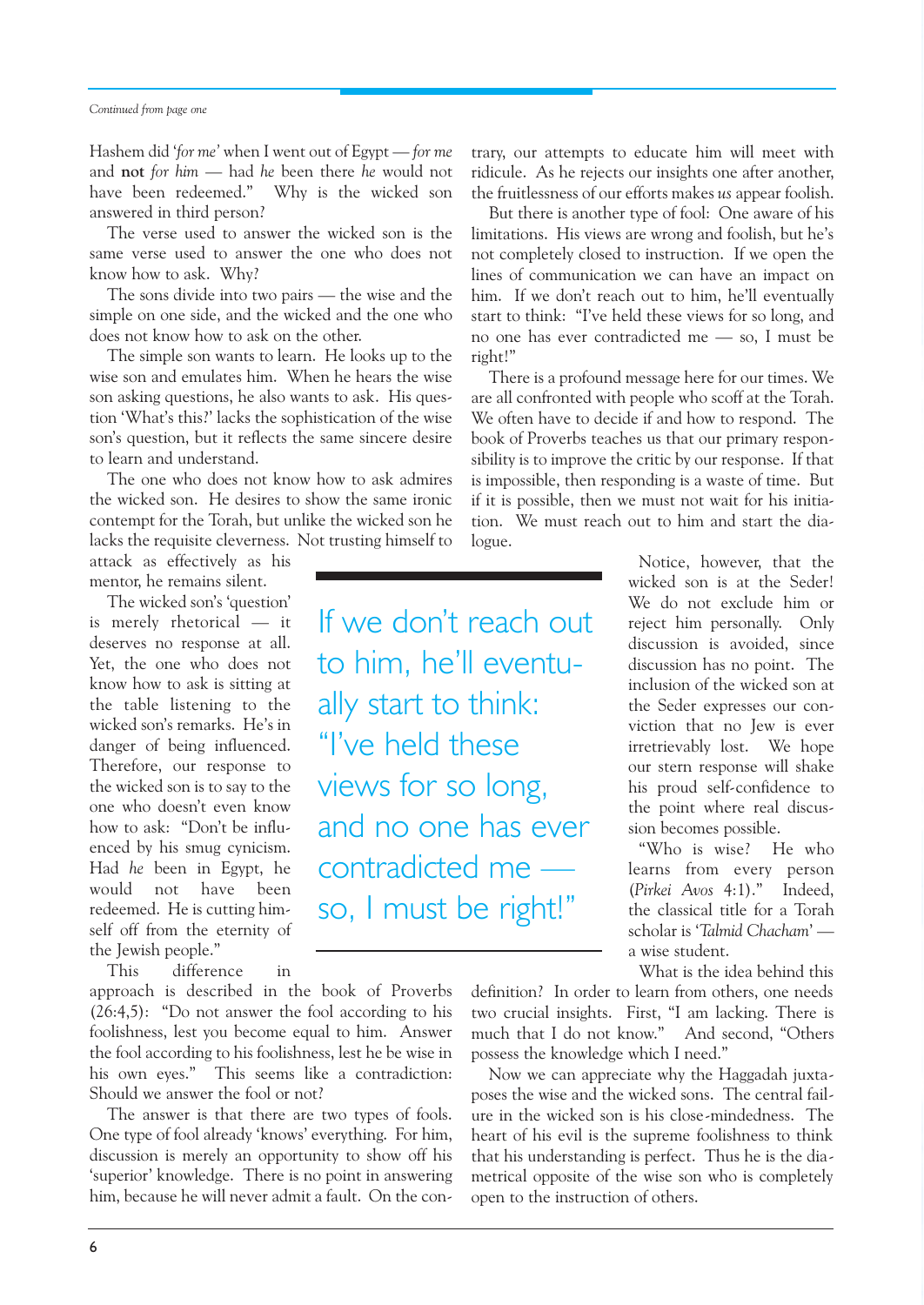*Continued from page one*

Hashem did '*for me*' when I went out of Egypt — *for me* and **not** *for him* — had *he* been there *he* would not have been redeemed." Why is the wicked son answered in third person?

The verse used to answer the wicked son is the same verse used to answer the one who does not know how to ask. Why?

The sons divide into two pairs — the wise and the simple on one side, and the wicked and the one who does not know how to ask on the other.

The simple son wants to learn. He looks up to the wise son and emulates him. When he hears the wise son asking questions, he also wants to ask. His question 'What's this?' lacks the sophistication of the wise son's question, but it reflects the same sincere desire to learn and understand.

The one who does not know how to ask admires the wicked son. He desires to show the same ironic contempt for the Torah, but unlike the wicked son he lacks the requisite cleverness. Not trusting himself to attack as effectively as his mentor, he remains silent.

The wicked son's 'question' is merely rhetorical — it deserves no response at all. Yet, the one who does not know how to ask is sitting at the table listening to the wicked son's remarks. He's in danger of being influenced. Therefore, our response to the wicked son is to say to the one who doesn't even know how to ask: "Don't be influenced by his smug cynicism. Had *he* been in Egypt, he would not have been redeemed. He is cutting himself off from the eternity of the Jewish people."

This difference in approach is described in the book of Proverbs (26:4,5): "Do not answer the fool according to his foolishness, lest you become equal to him. Answer the fool according to his foolishness, lest he be wise in his own eyes." This seems like a contradiction: Should we answer the fool or not?

The answer is that there are two types of fools. One type of fool already 'knows' everything. For him, discussion is merely an opportunity to show off his 'superior' knowledge. There is no point in answering him, because he will never admit a fault. On the contrary, our attempts to educate him will meet with ridicule. As he rejects our insights one after another, the fruitlessness of our efforts makes *us* appear foolish.

But there is another type of fool: One aware of his limitations. His views are wrong and foolish, but he's not completely closed to instruction. If we open the lines of communication we can have an impact on him. If we don't reach out to him, he'll eventually start to think: "I've held these views for so long, and no one has ever contradicted me — so, I must be right!"

There is a profound message here for our times. We are all confronted with people who scoff at the Torah. We often have to decide if and how to respond. The book of Proverbs teaches us that our primary responsibility is to improve the critic by our response. If that is impossible, then responding is a waste of time. But if it is possible, then we must not wait for his initiation. We must reach out to him and start the dialogue.

> If we don't reach out to him, he'll eventually start to think: "I've held these views for so long, and no one has ever contradicted me — so, I must be right!"

Notice, however, that the wicked son is at the Seder! We do not exclude him or reject him personally. Only discussion is avoided, since discussion has no point. The inclusion of the wicked son at the Seder expresses our conviction that no Jew is ever irretrievably lost. We hope our stern response will shake his proud self-confidence to the point where real discussion becomes possible.

"Who is wise? He who learns from every person (*Pirkei Avos* 4:1)." Indeed, the classical title for a Torah scholar is '*Talmid Chacham*' — a wise student.

What is the idea behind this definition? In order to learn from others, one needs two crucial insights. First, "I am lacking. There is much that I do not know." And second, "Others possess the knowledge which I need."

Now we can appreciate why the Haggadah juxtaposes the wise and the wicked sons. The central failure in the wicked son is his close-mindedness. The heart of his evil is the supreme foolishness to think that his understanding is perfect. Thus he is the diametrical opposite of the wise son who is completely open to the instruction of others.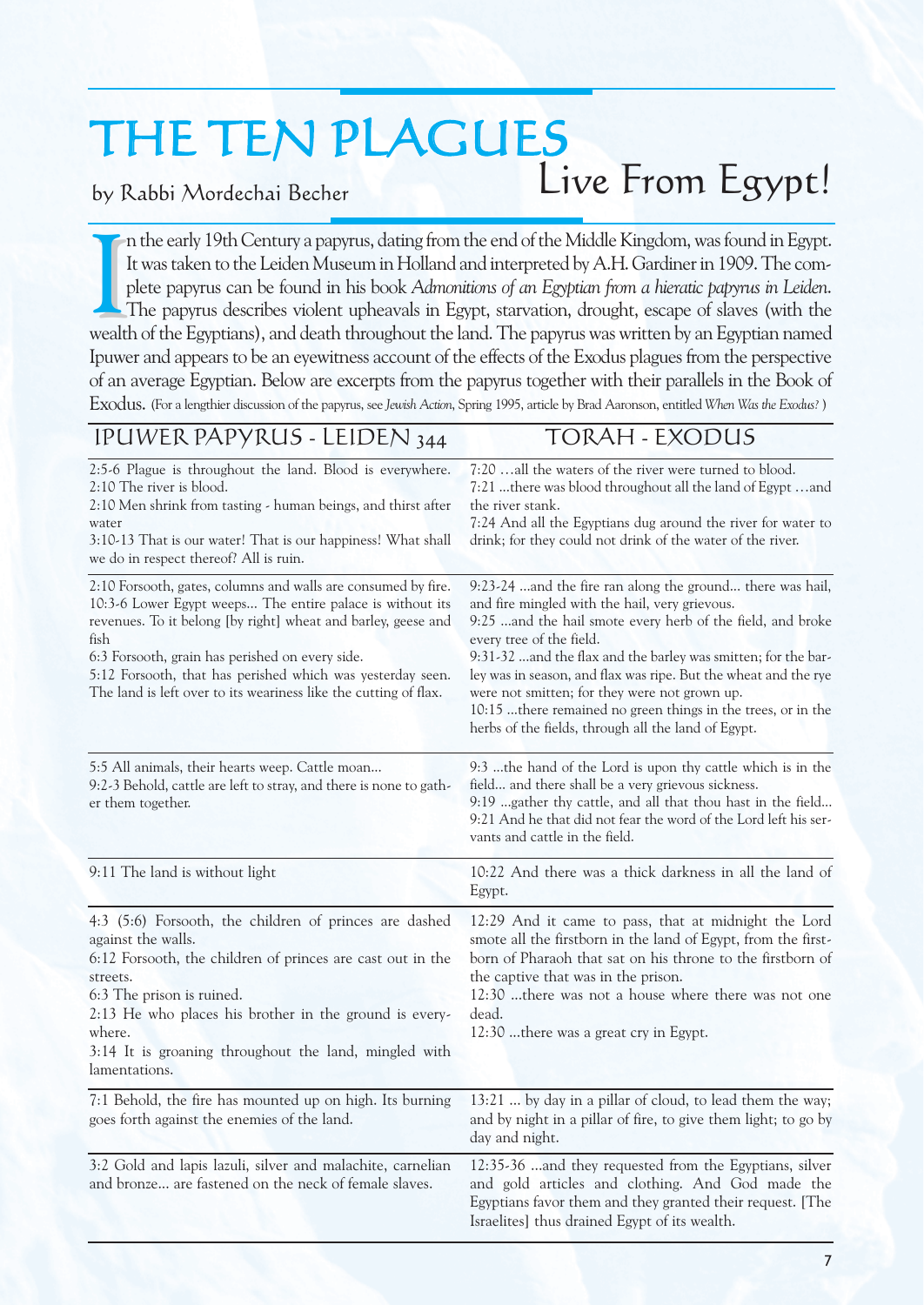# THE TEN PLAGUES

## Live From Egypt!

by Rabbi Mordechai Becher

In the early 19th Century a papyrus, dating from the end of the Middle Kingdom, was found in Egypt. It was taken to the Leiden Museum in Holland and interpreted by A.H. Gardiner in 1909. The complete papyrus can be found in his book *Admonitions of an Egyptian from a hieratic papyrus in Leiden*. The papyrus describes violent upheavals in Egypt, starvation, drought, escape of slaves (with the wealth of the Egyptians), and death throughout the land. The papyrus was written by an Egyptian named Ipuwer and appears to be an eyewitness account of the effects of the Exodus plagues from the perspective of an average Egyptian. Below are excerpts from the papyrus together with their parallels in the Book of Exodus. (For a lengthier discussion of the papyrus, see *Jewish Action*, Spring 1995, article by Brad Aaronson, entitled *When Was the Exodus?*)

| IPUWER PAPYRUS - LEIDEN 344 | TORAH - EXODUS |
|---|---|
| 2:5-6 Plague is throughout the land. Blood is everywhere.<br>2:10 The river is blood.<br>2:10 Men shrink from tasting - human beings, and thirst after water<br>3:10-13 That is our water! That is our happiness! What shall we do in respect thereof? All is ruin. | 7:20 …all the waters of the river were turned to blood.<br>7:21 …there was blood throughout all the land of Egypt …and the river stank.<br>7:24 And all the Egyptians dug around the river for water to drink; for they could not drink of the water of the river. |
| 2:10 Forsooth, gates, columns and walls are consumed by fire.<br>10:3-6 Lower Egypt weeps… The entire palace is without its revenues. To it belong [by right] wheat and barley, geese and fish<br>6:3 Forsooth, grain has perished on every side.<br>5:12 Forsooth, that has perished which was yesterday seen. The land is left over to its weariness like the cutting of flax. | 9:23-24 …and the fire ran along the ground… there was hail, and fire mingled with the hail, very grievous.<br>9:25 …and the hail smote every herb of the field, and broke every tree of the field.<br>9:31-32 …and the flax and the barley was smitten; for the barley was in season, and flax was ripe. But the wheat and the rye were not smitten; for they were not grown up.<br>10:15 …there remained no green things in the trees, or in the herbs of the fields, through all the land of Egypt. |
| 5:5 All animals, their hearts weep. Cattle moan…<br>9:2-3 Behold, cattle are left to stray, and there is none to gather them together. | 9:3 …the hand of the Lord is upon thy cattle which is in the field… and there shall be a very grievous sickness.<br>9:19 …gather thy cattle, and all that thou hast in the field…<br>9:21 And he that did not fear the word of the Lord left his servants and cattle in the field. |
| 9:11 The land is without light | 10:22 And there was a thick darkness in all the land of Egypt. |
| 4:3 (5:6) Forsooth, the children of princes are dashed against the walls.<br>6:12 Forsooth, the children of princes are cast out in the streets.<br>6:3 The prison is ruined.<br>2:13 He who places his brother in the ground is everywhere.<br>3:14 It is groaning throughout the land, mingled with lamentations. | 12:29 And it came to pass, that at midnight the Lord smote all the firstborn in the land of Egypt, from the firstborn of Pharaoh that sat on his throne to the firstborn of the captive that was in the prison.<br>12:30 …there was not a house where there was not one dead.<br>12:30 …there was a great cry in Egypt. |
| 7:1 Behold, the fire has mounted up on high. Its burning goes forth against the enemies of the land. | 13:21 … by day in a pillar of cloud, to lead them the way; and by night in a pillar of fire, to give them light; to go by day and night. |
| 3:2 Gold and lapis lazuli, silver and malachite, carnelian and bronze… are fastened on the neck of female slaves. | 12:35-36 …and they requested from the Egyptians, silver and gold articles and clothing. And God made the Egyptians favor them and they granted their request. [The Israelites] thus drained Egypt of its wealth. |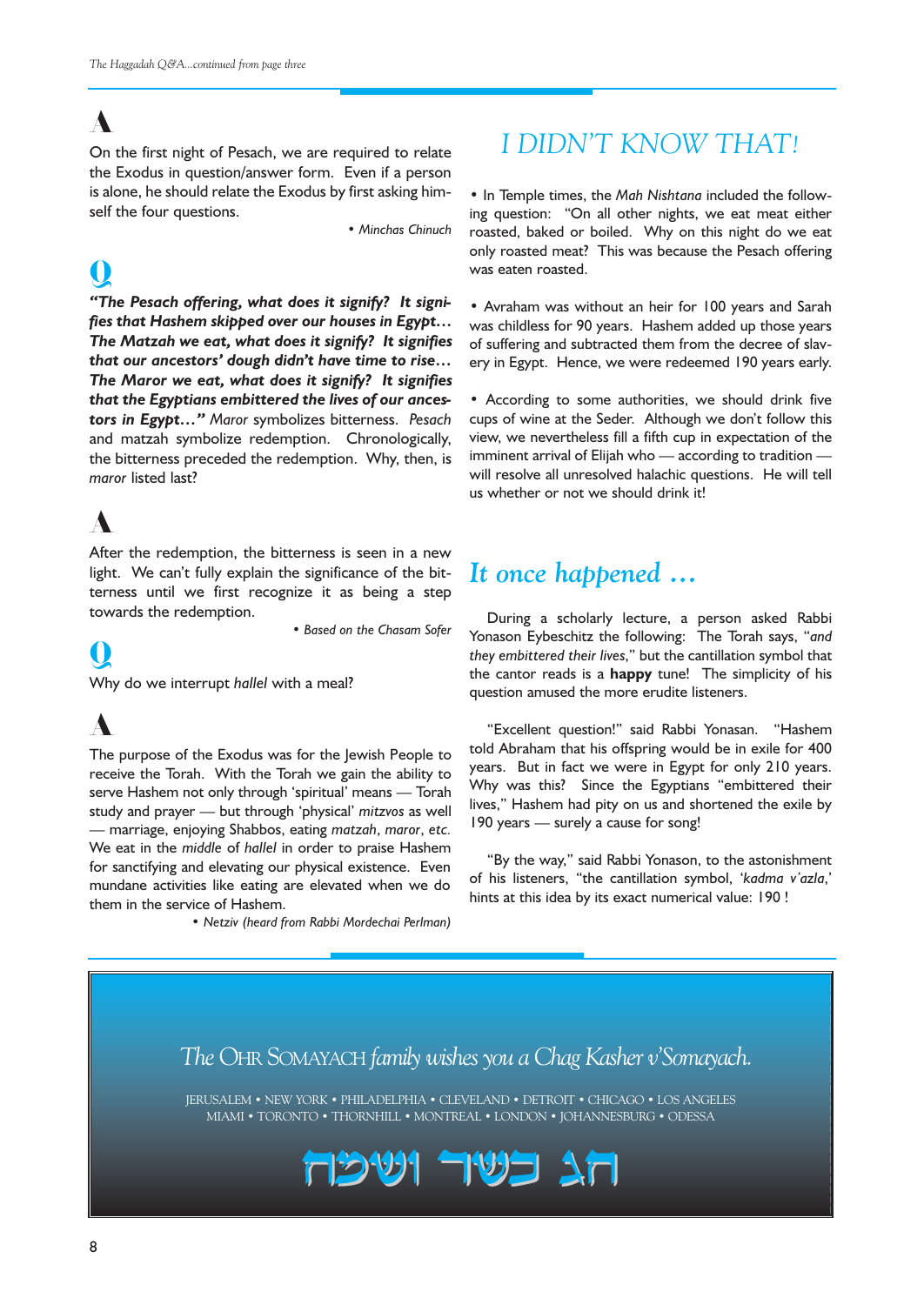*The Haggadah Q&A...continued from page three*

**A**

On the first night of Pesach, we are required to relate the Exodus in question/answer form. Even if a person is alone, he should relate the Exodus by first asking himself the four questions.

*• Minchas Chinuch*

**Q**

***"The Pesach offering, what does it signify? It signifies that Hashem skipped over our houses in Egypt… The Matzah we eat, what does it signify? It signifies that our ancestors' dough didn't have time to rise… The Maror we eat, what does it signify? It signifies that the Egyptians embittered the lives of our ancestors in Egypt…"*** *Maror* symbolizes bitterness. *Pesach* and matzah symbolize redemption. Chronologically, the bitterness preceded the redemption. Why, then, is *maror* listed last?

**A**

After the redemption, the bitterness is seen in a new light. We can't fully explain the significance of the bitterness until we first recognize it as being a step towards the redemption.

*• Based on the Chasam Sofer*

**Q**

Why do we interrupt *hallel* with a meal?

**A**

The purpose of the Exodus was for the Jewish People to receive the Torah. With the Torah we gain the ability to serve Hashem not only through 'spiritual' means — Torah study and prayer — but through 'physical' *mitzvos* as well — marriage, enjoying Shabbos, eating *matzah*, *maror*, *etc.* We eat in the *middle* of *hallel* in order to praise Hashem for sanctifying and elevating our physical existence. Even mundane activities like eating are elevated when we do them in the service of Hashem.

*• Netziv (heard from Rabbi Mordechai Perlman)*

## *I DIDN'T KNOW THAT!*

• In Temple times, the *Mah Nishtana* included the following question: "On all other nights, we eat meat either roasted, baked or boiled. Why on this night do we eat only roasted meat? This was because the Pesach offering was eaten roasted.

• Avraham was without an heir for 100 years and Sarah was childless for 90 years. Hashem added up those years of suffering and subtracted them from the decree of slavery in Egypt. Hence, we were redeemed 190 years early.

• According to some authorities, we should drink five cups of wine at the Seder. Although we don't follow this view, we nevertheless fill a fifth cup in expectation of the imminent arrival of Elijah who — according to tradition — will resolve all unresolved halachic questions. He will tell us whether or not we should drink it!

## *It once happened …*

During a scholarly lecture, a person asked Rabbi Yonason Eybeschitz the following: The Torah says, "*and they embittered their lives*," but the cantillation symbol that the cantor reads is a **happy** tune! The simplicity of his question amused the more erudite listeners.

"Excellent question!" said Rabbi Yonasan. "Hashem told Abraham that his offspring would be in exile for 400 years. But in fact we were in Egypt for only 210 years. Why was this? Since the Egyptians "embittered their lives," Hashem had pity on us and shortened the exile by 190 years — surely a cause for song!

"By the way," said Rabbi Yonason, to the astonishment of his listeners, "the cantillation symbol, '*kadma v'azla*,' hints at this idea by its exact numerical value: 190 !

*The* OHR SOMAYACH *family wishes you a Chag Kasher v'Somayach.*

JERUSALEM • NEW YORK • PHILADELPHIA • CLEVELAND • DETROIT • CHICAGO • LOS ANGELES
MIAMI • TORONTO • THORNHILL • MONTREAL • LONDON • JOHANNESBURG • ODESSA

חג כשר ושמח